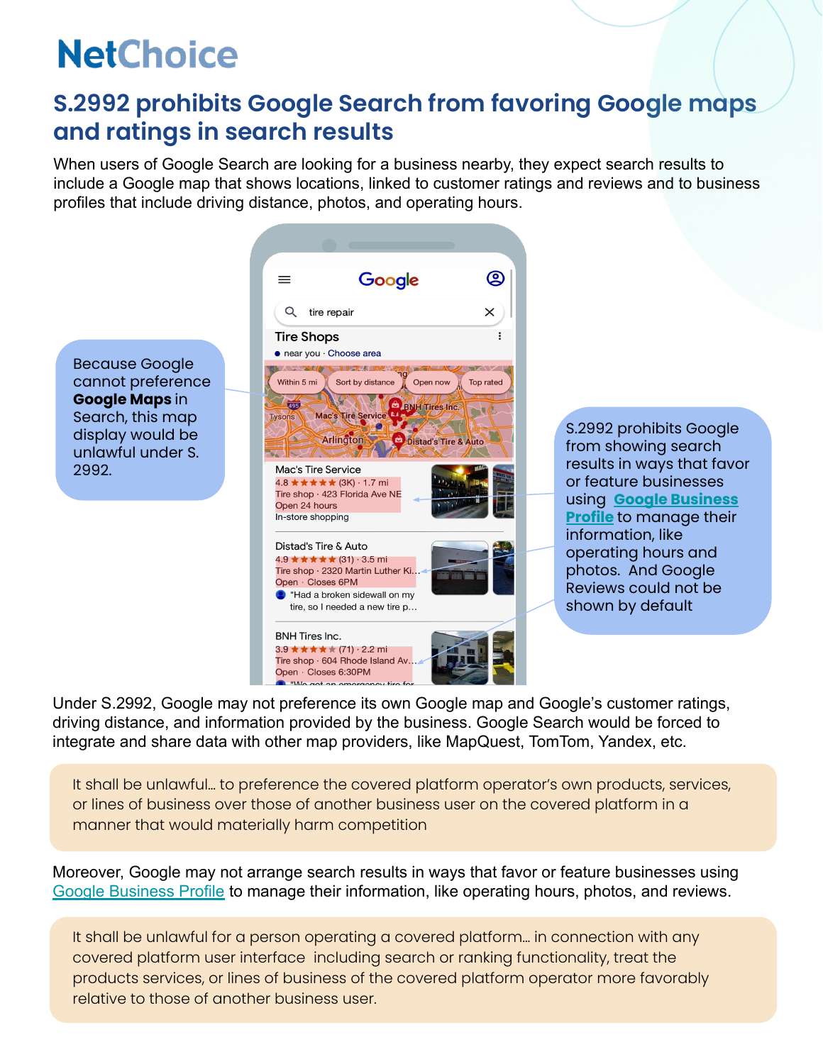# NetChoice

## S.2992 prohibits Google Search from favoring Google maps and ratings in search results

When users of Google Search are looking for a business nearby, they expect search results to include a Google map that shows locations, linked to customer ratings and reviews and to business profiles that include driving distance, photos, and operating hours.

Because Google cannot preference **Google Maps** in Search, this map display would be unlawful under S. 2992.

S.2992 prohibits Google from showing search results in ways that favor or feature businesses using **Google Business Profile** to manage their information, like operating hours and photos. And Google Reviews could not be shown by default

Under S.2992, Google may not preference its own Google map and Google's customer ratings, driving distance, and information provided by the business. Google Search would be forced to integrate and share data with other map providers, like MapQuest, TomTom, Yandex, etc.

> It shall be unlawful… to preference the covered platform operator's own products, services, or lines of business over those of another business user on the covered platform in a manner that would materially harm competition

Moreover, Google may not arrange search results in ways that favor or feature businesses using Google Business Profile to manage their information, like operating hours, photos, and reviews.

> It shall be unlawful for a person operating a covered platform… in connection with any covered platform user interface including search or ranking functionality, treat the products services, or lines of business of the covered platform operator more favorably relative to those of another business user.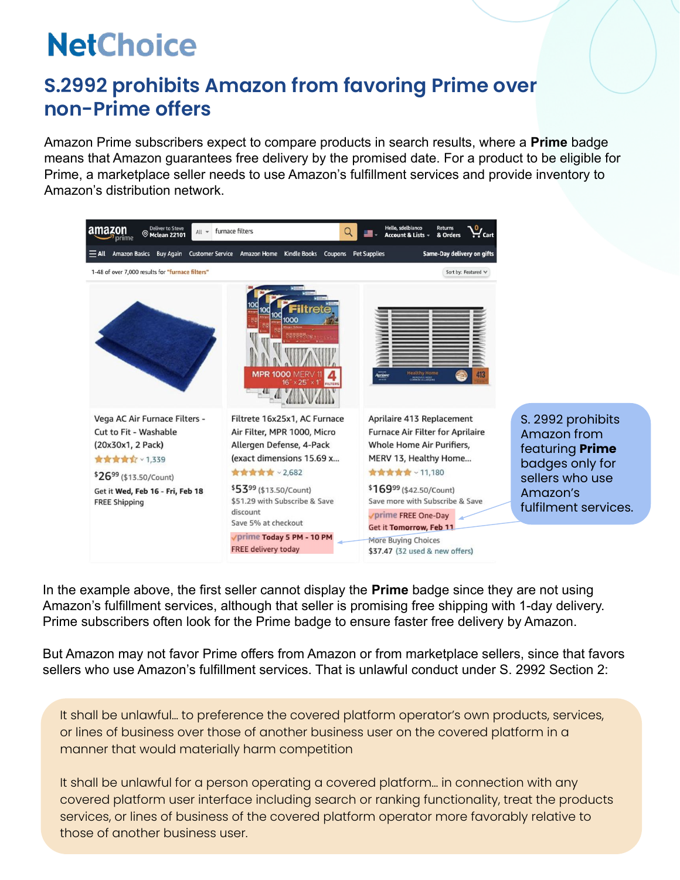## S.2992 prohibits Amazon from favoring Prime over non-Prime offers

Amazon Prime subscribers expect to compare products in search results, where a **Prime** badge means that Amazon guarantees free delivery by the promised date. For a product to be eligible for Prime, a marketplace seller needs to use Amazon's fulfillment services and provide inventory to Amazon's distribution network.

S. 2992 prohibits Amazon from featuring **Prime** badges only for sellers who use Amazon's fulfilment services.

In the example above, the first seller cannot display the **Prime** badge since they are not using Amazon's fulfillment services, although that seller is promising free shipping with 1-day delivery. Prime subscribers often look for the Prime badge to ensure faster free delivery by Amazon.

But Amazon may not favor Prime offers from Amazon or from marketplace sellers, since that favors sellers who use Amazon's fulfillment services. That is unlawful conduct under S. 2992 Section 2:

> It shall be unlawful… to preference the covered platform operator's own products, services, or lines of business over those of another business user on the covered platform in a manner that would materially harm competition
>
> It shall be unlawful for a person operating a covered platform… in connection with any covered platform user interface including search or ranking functionality, treat the products services, or lines of business of the covered platform operator more favorably relative to those of another business user.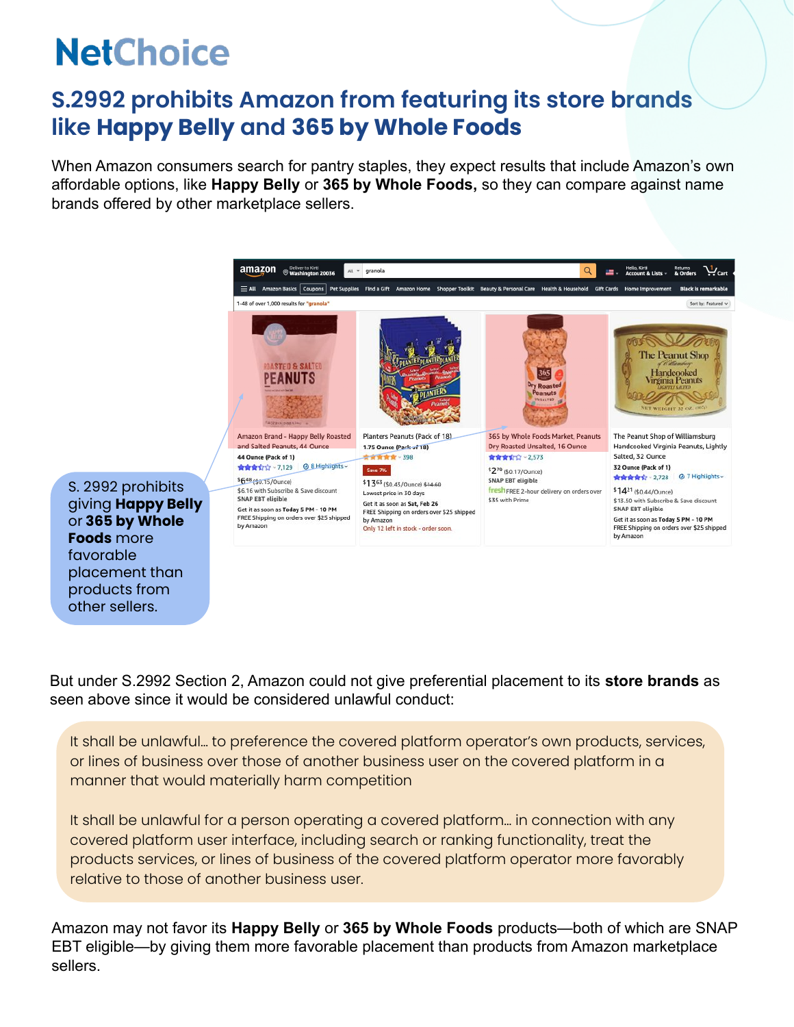# NetChoice

## S.2992 prohibits Amazon from featuring its store brands like **Happy Belly** and **365 by Whole Foods**

When Amazon consumers search for pantry staples, they expect results that include Amazon's own affordable options, like **Happy Belly** or **365 by Whole Foods,** so they can compare against name brands offered by other marketplace sellers.

S. 2992 prohibits giving **Happy Belly** or **365 by Whole Foods** more favorable placement than products from other sellers.

But under S.2992 Section 2, Amazon could not give preferential placement to its **store brands** as seen above since it would be considered unlawful conduct:

> It shall be unlawful… to preference the covered platform operator's own products, services, or lines of business over those of another business user on the covered platform in a manner that would materially harm competition
>
> It shall be unlawful for a person operating a covered platform… in connection with any covered platform user interface, including search or ranking functionality, treat the products services, or lines of business of the covered platform operator more favorably relative to those of another business user.

Amazon may not favor its **Happy Belly** or **365 by Whole Foods** products—both of which are SNAP EBT eligible—by giving them more favorable placement than products from Amazon marketplace sellers.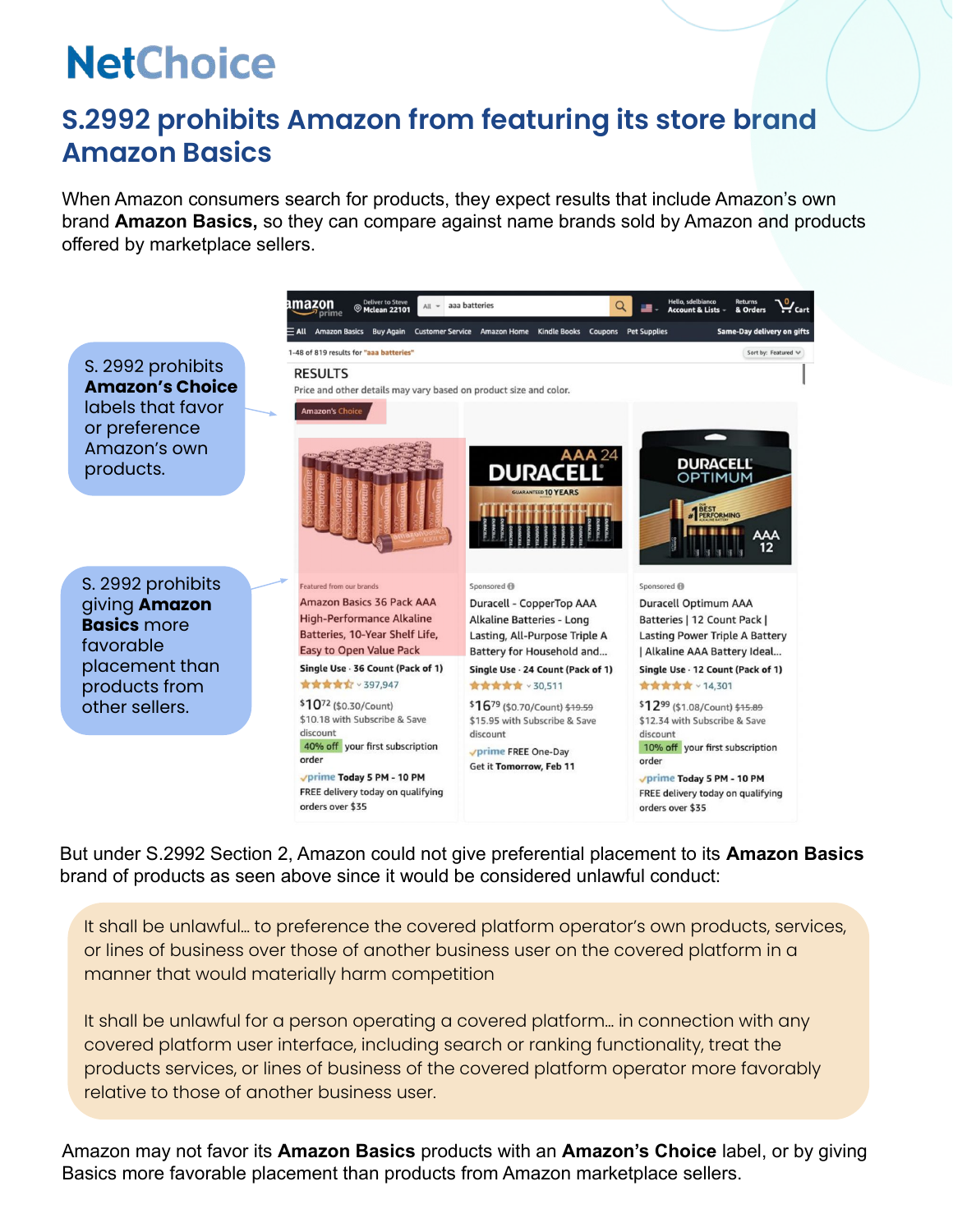NetChoice

# S.2992 prohibits Amazon from featuring its store brand Amazon Basics

When Amazon consumers search for products, they expect results that include Amazon's own brand **Amazon Basics,** so they can compare against name brands sold by Amazon and products offered by marketplace sellers.

S. 2992 prohibits **Amazon's Choice** labels that favor or preference Amazon's own products.

S. 2992 prohibits giving **Amazon Basics** more favorable placement than products from other sellers.

But under S.2992 Section 2, Amazon could not give preferential placement to its **Amazon Basics** brand of products as seen above since it would be considered unlawful conduct:

> It shall be unlawful… to preference the covered platform operator's own products, services, or lines of business over those of another business user on the covered platform in a manner that would materially harm competition
>
> It shall be unlawful for a person operating a covered platform… in connection with any covered platform user interface, including search or ranking functionality, treat the products services, or lines of business of the covered platform operator more favorably relative to those of another business user.

Amazon may not favor its **Amazon Basics** products with an **Amazon's Choice** label, or by giving Basics more favorable placement than products from Amazon marketplace sellers.